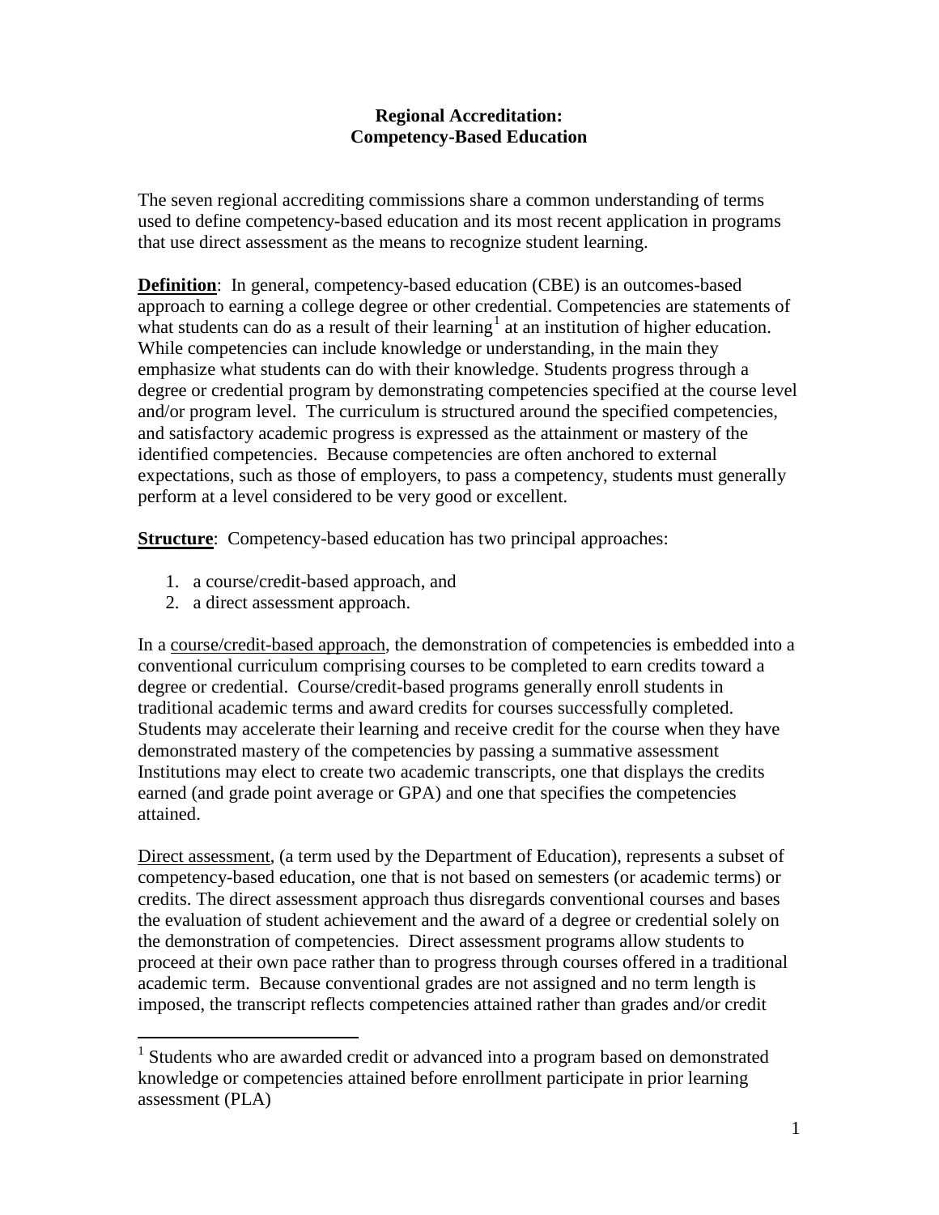# Regional Accreditation:
# Competency-Based Education

The seven regional accrediting commissions share a common understanding of terms used to define competency-based education and its most recent application in programs that use direct assessment as the means to recognize student learning.

**Definition**: In general, competency-based education (CBE) is an outcomes-based approach to earning a college degree or other credential. Competencies are statements of what students can do as a result of their learning[1] at an institution of higher education. While competencies can include knowledge or understanding, in the main they emphasize what students can do with their knowledge. Students progress through a degree or credential program by demonstrating competencies specified at the course level and/or program level. The curriculum is structured around the specified competencies, and satisfactory academic progress is expressed as the attainment or mastery of the identified competencies. Because competencies are often anchored to external expectations, such as those of employers, to pass a competency, students must generally perform at a level considered to be very good or excellent.

**Structure**: Competency-based education has two principal approaches:

1. a course/credit-based approach, and
2. a direct assessment approach.

In a course/credit-based approach, the demonstration of competencies is embedded into a conventional curriculum comprising courses to be completed to earn credits toward a degree or credential. Course/credit-based programs generally enroll students in traditional academic terms and award credits for courses successfully completed. Students may accelerate their learning and receive credit for the course when they have demonstrated mastery of the competencies by passing a summative assessment Institutions may elect to create two academic transcripts, one that displays the credits earned (and grade point average or GPA) and one that specifies the competencies attained.

Direct assessment, (a term used by the Department of Education), represents a subset of competency-based education, one that is not based on semesters (or academic terms) or credits. The direct assessment approach thus disregards conventional courses and bases the evaluation of student achievement and the award of a degree or credential solely on the demonstration of competencies. Direct assessment programs allow students to proceed at their own pace rather than to progress through courses offered in a traditional academic term. Because conventional grades are not assigned and no term length is imposed, the transcript reflects competencies attained rather than grades and/or credit

[1] Students who are awarded credit or advanced into a program based on demonstrated knowledge or competencies attained before enrollment participate in prior learning assessment (PLA)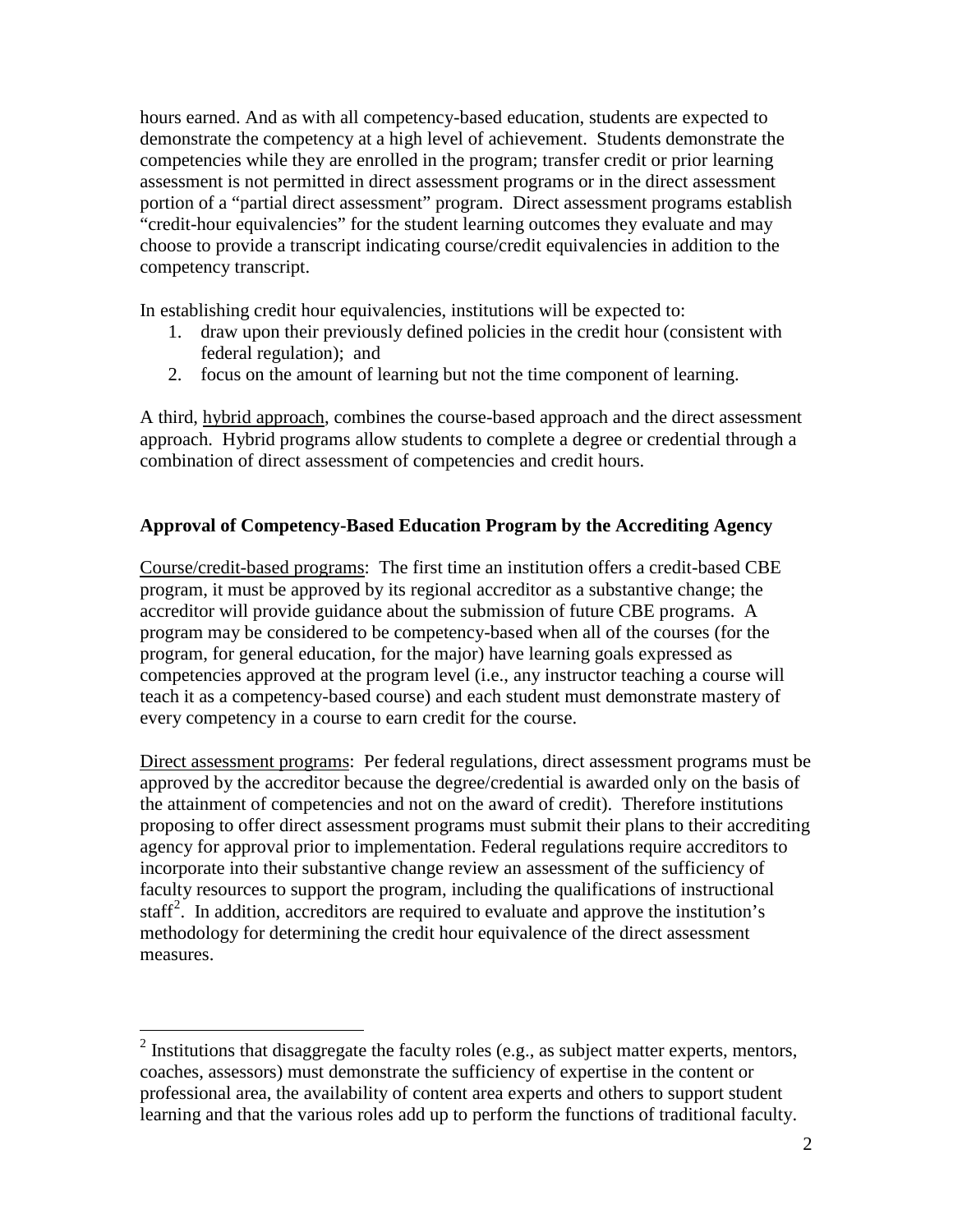hours earned. And as with all competency-based education, students are expected to demonstrate the competency at a high level of achievement. Students demonstrate the competencies while they are enrolled in the program; transfer credit or prior learning assessment is not permitted in direct assessment programs or in the direct assessment portion of a "partial direct assessment" program. Direct assessment programs establish "credit-hour equivalencies" for the student learning outcomes they evaluate and may choose to provide a transcript indicating course/credit equivalencies in addition to the competency transcript.

In establishing credit hour equivalencies, institutions will be expected to:

1. draw upon their previously defined policies in the credit hour (consistent with federal regulation); and
2. focus on the amount of learning but not the time component of learning.

A third, hybrid approach, combines the course-based approach and the direct assessment approach. Hybrid programs allow students to complete a degree or credential through a combination of direct assessment of competencies and credit hours.

**Approval of Competency-Based Education Program by the Accrediting Agency**

Course/credit-based programs: The first time an institution offers a credit-based CBE program, it must be approved by its regional accreditor as a substantive change; the accreditor will provide guidance about the submission of future CBE programs. A program may be considered to be competency-based when all of the courses (for the program, for general education, for the major) have learning goals expressed as competencies approved at the program level (i.e., any instructor teaching a course will teach it as a competency-based course) and each student must demonstrate mastery of every competency in a course to earn credit for the course.

Direct assessment programs: Per federal regulations, direct assessment programs must be approved by the accreditor because the degree/credential is awarded only on the basis of the attainment of competencies and not on the award of credit). Therefore institutions proposing to offer direct assessment programs must submit their plans to their accrediting agency for approval prior to implementation. Federal regulations require accreditors to incorporate into their substantive change review an assessment of the sufficiency of faculty resources to support the program, including the qualifications of instructional staff[2]. In addition, accreditors are required to evaluate and approve the institution's methodology for determining the credit hour equivalence of the direct assessment measures.

[2] Institutions that disaggregate the faculty roles (e.g., as subject matter experts, mentors, coaches, assessors) must demonstrate the sufficiency of expertise in the content or professional area, the availability of content area experts and others to support student learning and that the various roles add up to perform the functions of traditional faculty.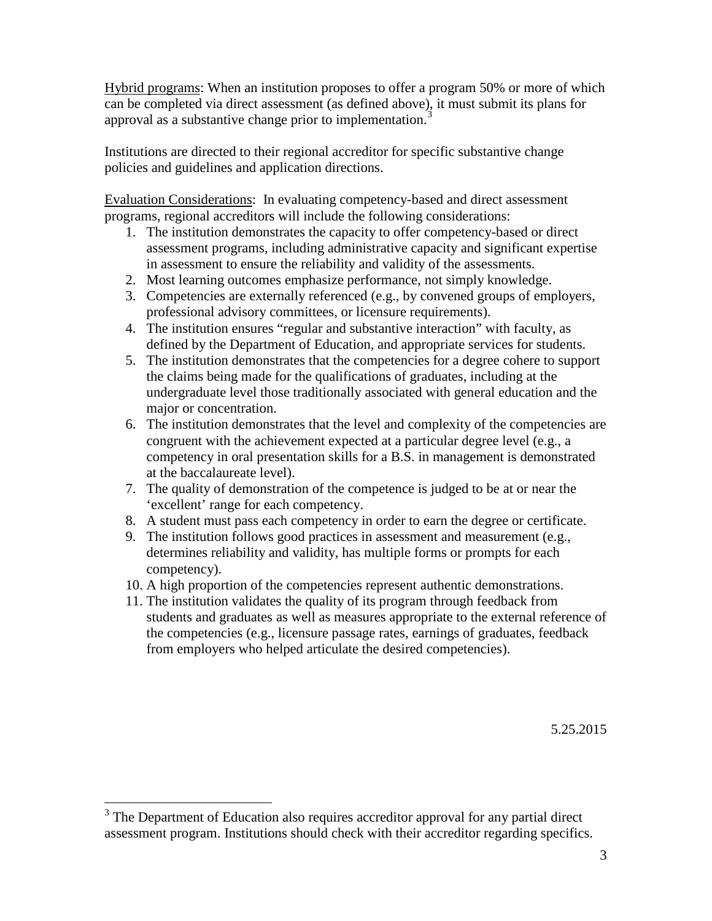Hybrid programs: When an institution proposes to offer a program 50% or more of which can be completed via direct assessment (as defined above), it must submit its plans for approval as a substantive change prior to implementation.[3]

Institutions are directed to their regional accreditor for specific substantive change policies and guidelines and application directions.

Evaluation Considerations: In evaluating competency-based and direct assessment programs, regional accreditors will include the following considerations:

1. The institution demonstrates the capacity to offer competency-based or direct assessment programs, including administrative capacity and significant expertise in assessment to ensure the reliability and validity of the assessments.
2. Most learning outcomes emphasize performance, not simply knowledge.
3. Competencies are externally referenced (e.g., by convened groups of employers, professional advisory committees, or licensure requirements).
4. The institution ensures "regular and substantive interaction" with faculty, as defined by the Department of Education, and appropriate services for students.
5. The institution demonstrates that the competencies for a degree cohere to support the claims being made for the qualifications of graduates, including at the undergraduate level those traditionally associated with general education and the major or concentration.
6. The institution demonstrates that the level and complexity of the competencies are congruent with the achievement expected at a particular degree level (e.g., a competency in oral presentation skills for a B.S. in management is demonstrated at the baccalaureate level).
7. The quality of demonstration of the competence is judged to be at or near the 'excellent' range for each competency.
8. A student must pass each competency in order to earn the degree or certificate.
9. The institution follows good practices in assessment and measurement (e.g., determines reliability and validity, has multiple forms or prompts for each competency).
10. A high proportion of the competencies represent authentic demonstrations.
11. The institution validates the quality of its program through feedback from students and graduates as well as measures appropriate to the external reference of the competencies (e.g., licensure passage rates, earnings of graduates, feedback from employers who helped articulate the desired competencies).

5.25.2015

[3] The Department of Education also requires accreditor approval for any partial direct assessment program. Institutions should check with their accreditor regarding specifics.